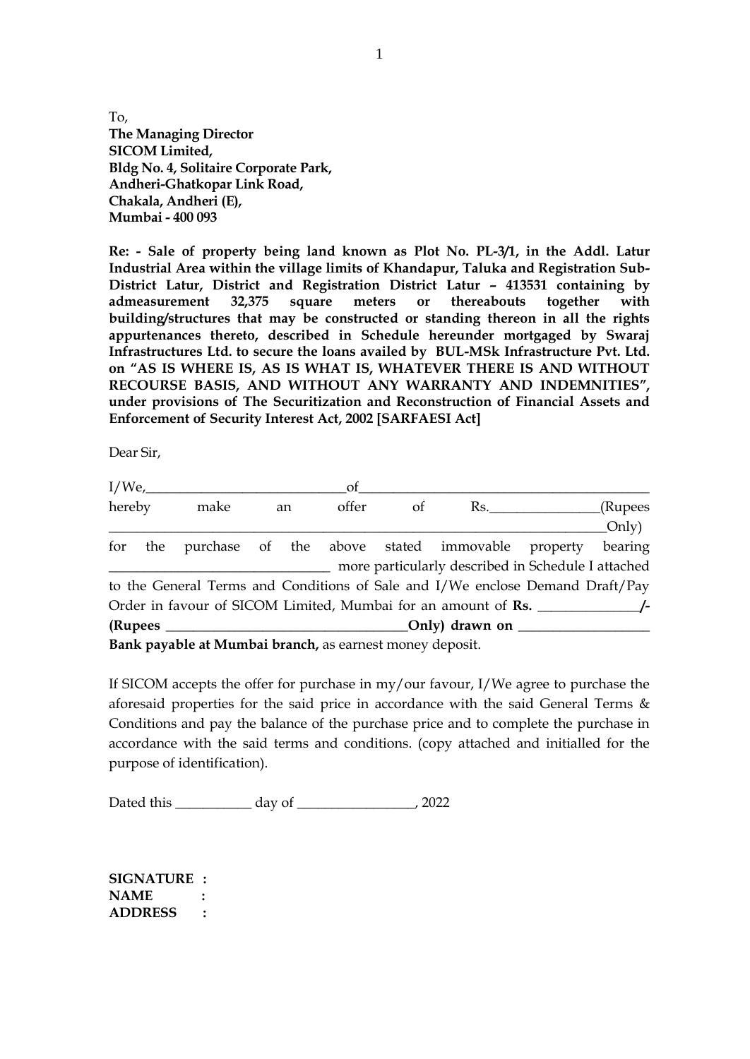To,
**The Managing Director**
**SICOM Limited,**
**Bldg No. 4, Solitaire Corporate Park,**
**Andheri-Ghatkopar Link Road,**
**Chakala, Andheri (E),**
**Mumbai - 400 093**

**Re: - Sale of property being land known as Plot No. PL-3/1, in the Addl. Latur Industrial Area within the village limits of Khandapur, Taluka and Registration Sub-District Latur, District and Registration District Latur – 413531 containing by admeasurement 32,375 square meters or thereabouts together with building/structures that may be constructed or standing thereon in all the rights appurtenances thereto, described in Schedule hereunder mortgaged by Swaraj Infrastructures Ltd. to secure the loans availed by BUL-MSk Infrastructure Pvt. Ltd. on "AS IS WHERE IS, AS IS WHAT IS, WHATEVER THERE IS AND WITHOUT RECOURSE BASIS, AND WITHOUT ANY WARRANTY AND INDEMNITIES", under provisions of The Securitization and Reconstruction of Financial Assets and Enforcement of Security Interest Act, 2002 [SARFAESI Act]**

Dear Sir,

I/We,_____________________________of__________________________________________ hereby make an offer of Rs.________________(Rupees __________________________________________________________________________Only) for the purchase of the above stated immovable property bearing ________________________________ more particularly described in Schedule I attached to the General Terms and Conditions of Sale and I/We enclose Demand Draft/Pay Order in favour of SICOM Limited, Mumbai for an amount of **Rs. _______________/- (Rupees ___________________________________Only) drawn on ___________________ Bank payable at Mumbai branch,** as earnest money deposit.

If SICOM accepts the offer for purchase in my/our favour, I/We agree to purchase the aforesaid properties for the said price in accordance with the said General Terms & Conditions and pay the balance of the purchase price and to complete the purchase in accordance with the said terms and conditions. (copy attached and initialled for the purpose of identification).

Dated this ___________ day of _________________, 2022

**SIGNATURE :**
**NAME :**
**ADDRESS :**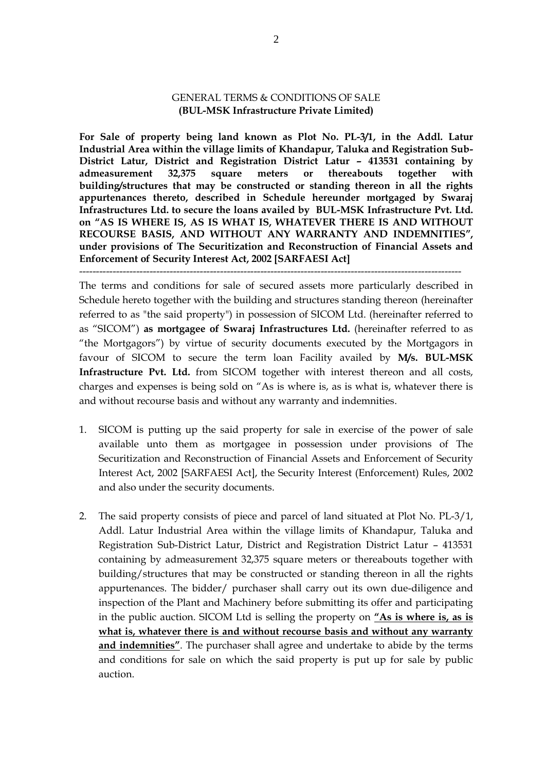GENERAL TERMS & CONDITIONS OF SALE
**(BUL-MSK Infrastructure Private Limited)**

**For Sale of property being land known as Plot No. PL-3/1, in the Addl. Latur Industrial Area within the village limits of Khandapur, Taluka and Registration Sub-District Latur, District and Registration District Latur – 413531 containing by admeasurement 32,375 square meters or thereabouts together with building/structures that may be constructed or standing thereon in all the rights appurtenances thereto, described in Schedule hereunder mortgaged by Swaraj Infrastructures Ltd. to secure the loans availed by BUL-MSK Infrastructure Pvt. Ltd. on "AS IS WHERE IS, AS IS WHAT IS, WHATEVER THERE IS AND WITHOUT RECOURSE BASIS, AND WITHOUT ANY WARRANTY AND INDEMNITIES", under provisions of The Securitization and Reconstruction of Financial Assets and Enforcement of Security Interest Act, 2002 [SARFAESI Act]**

---

The terms and conditions for sale of secured assets more particularly described in Schedule hereto together with the building and structures standing thereon (hereinafter referred to as "the said property") in possession of SICOM Ltd. (hereinafter referred to as "SICOM") **as mortgagee of Swaraj Infrastructures Ltd.** (hereinafter referred to as "the Mortgagors") by virtue of security documents executed by the Mortgagors in favour of SICOM to secure the term loan Facility availed by **M/s. BUL-MSK Infrastructure Pvt. Ltd.** from SICOM together with interest thereon and all costs, charges and expenses is being sold on "As is where is, as is what is, whatever there is and without recourse basis and without any warranty and indemnities.

1. SICOM is putting up the said property for sale in exercise of the power of sale available unto them as mortgagee in possession under provisions of The Securitization and Reconstruction of Financial Assets and Enforcement of Security Interest Act, 2002 [SARFAESI Act], the Security Interest (Enforcement) Rules, 2002 and also under the security documents.

2. The said property consists of piece and parcel of land situated at Plot No. PL-3/1, Addl. Latur Industrial Area within the village limits of Khandapur, Taluka and Registration Sub-District Latur, District and Registration District Latur – 413531 containing by admeasurement 32,375 square meters or thereabouts together with building/structures that may be constructed or standing thereon in all the rights appurtenances. The bidder/ purchaser shall carry out its own due-diligence and inspection of the Plant and Machinery before submitting its offer and participating in the public auction. SICOM Ltd is selling the property on **"As is where is, as is what is, whatever there is and without recourse basis and without any warranty and indemnities"**. The purchaser shall agree and undertake to abide by the terms and conditions for sale on which the said property is put up for sale by public auction.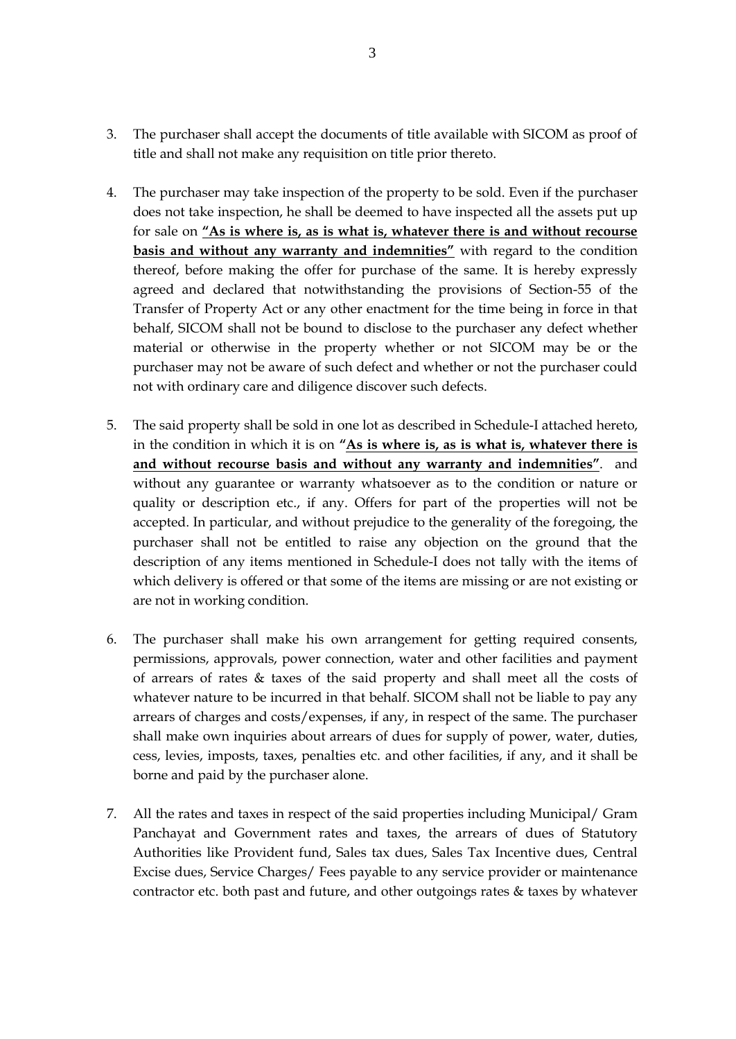3. The purchaser shall accept the documents of title available with SICOM as proof of title and shall not make any requisition on title prior thereto.

4. The purchaser may take inspection of the property to be sold. Even if the purchaser does not take inspection, he shall be deemed to have inspected all the assets put up for sale on **<u>"As is where is, as is what is, whatever there is and without recourse basis and without any warranty and indemnities"</u>** with regard to the condition thereof, before making the offer for purchase of the same. It is hereby expressly agreed and declared that notwithstanding the provisions of Section-55 of the Transfer of Property Act or any other enactment for the time being in force in that behalf, SICOM shall not be bound to disclose to the purchaser any defect whether material or otherwise in the property whether or not SICOM may be or the purchaser may not be aware of such defect and whether or not the purchaser could not with ordinary care and diligence discover such defects.

5. The said property shall be sold in one lot as described in Schedule-I attached hereto, in the condition in which it is on **"<u>As is where is, as is what is, whatever there is and without recourse basis and without any warranty and indemnities"</u>**. and without any guarantee or warranty whatsoever as to the condition or nature or quality or description etc., if any. Offers for part of the properties will not be accepted. In particular, and without prejudice to the generality of the foregoing, the purchaser shall not be entitled to raise any objection on the ground that the description of any items mentioned in Schedule-I does not tally with the items of which delivery is offered or that some of the items are missing or are not existing or are not in working condition.

6. The purchaser shall make his own arrangement for getting required consents, permissions, approvals, power connection, water and other facilities and payment of arrears of rates & taxes of the said property and shall meet all the costs of whatever nature to be incurred in that behalf. SICOM shall not be liable to pay any arrears of charges and costs/expenses, if any, in respect of the same. The purchaser shall make own inquiries about arrears of dues for supply of power, water, duties, cess, levies, imposts, taxes, penalties etc. and other facilities, if any, and it shall be borne and paid by the purchaser alone.

7. All the rates and taxes in respect of the said properties including Municipal/ Gram Panchayat and Government rates and taxes, the arrears of dues of Statutory Authorities like Provident fund, Sales tax dues, Sales Tax Incentive dues, Central Excise dues, Service Charges/ Fees payable to any service provider or maintenance contractor etc. both past and future, and other outgoings rates & taxes by whatever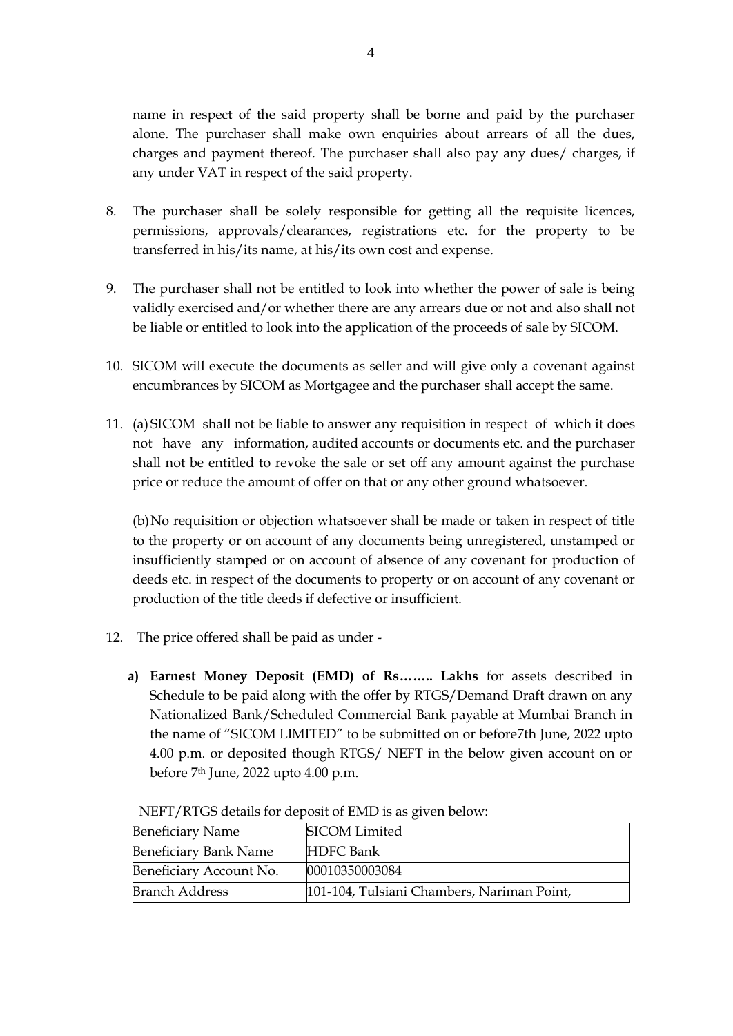name in respect of the said property shall be borne and paid by the purchaser alone. The purchaser shall make own enquiries about arrears of all the dues, charges and payment thereof. The purchaser shall also pay any dues/ charges, if any under VAT in respect of the said property.

8. The purchaser shall be solely responsible for getting all the requisite licences, permissions, approvals/clearances, registrations etc. for the property to be transferred in his/its name, at his/its own cost and expense.

9. The purchaser shall not be entitled to look into whether the power of sale is being validly exercised and/or whether there are any arrears due or not and also shall not be liable or entitled to look into the application of the proceeds of sale by SICOM.

10. SICOM will execute the documents as seller and will give only a covenant against encumbrances by SICOM as Mortgagee and the purchaser shall accept the same.

11. (a) SICOM shall not be liable to answer any requisition in respect of which it does not have any information, audited accounts or documents etc. and the purchaser shall not be entitled to revoke the sale or set off any amount against the purchase price or reduce the amount of offer on that or any other ground whatsoever.

    (b) No requisition or objection whatsoever shall be made or taken in respect of title to the property or on account of any documents being unregistered, unstamped or insufficiently stamped or on account of absence of any covenant for production of deeds etc. in respect of the documents to property or on account of any covenant or production of the title deeds if defective or insufficient.

12. The price offered shall be paid as under -

    a) **Earnest Money Deposit (EMD) of Rs…….. Lakhs** for assets described in Schedule to be paid along with the offer by RTGS/Demand Draft drawn on any Nationalized Bank/Scheduled Commercial Bank payable at Mumbai Branch in the name of "SICOM LIMITED" to be submitted on or before7th June, 2022 upto 4.00 p.m. or deposited though RTGS/ NEFT in the below given account on or before 7th June, 2022 upto 4.00 p.m.

    NEFT/RTGS details for deposit of EMD is as given below:

| Beneficiary Name | SICOM Limited |
|---|---|
| Beneficiary Bank Name | HDFC Bank |
| Beneficiary Account No. | 00010350003084 |
| Branch Address | 101-104, Tulsiani Chambers, Nariman Point, |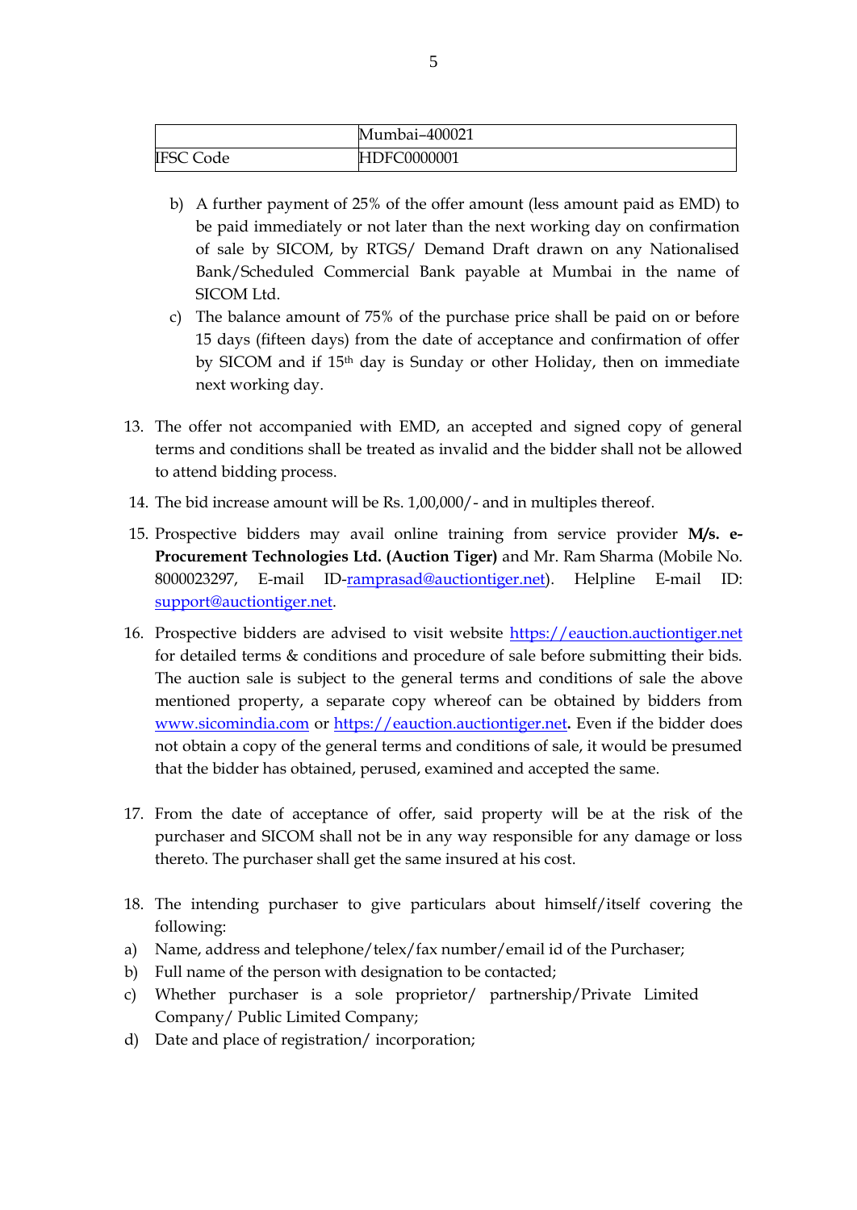| | Mumbai–400021 |
|---|---|
| IFSC Code | HDFC0000001 |

b) A further payment of 25% of the offer amount (less amount paid as EMD) to be paid immediately or not later than the next working day on confirmation of sale by SICOM, by RTGS/ Demand Draft drawn on any Nationalised Bank/Scheduled Commercial Bank payable at Mumbai in the name of SICOM Ltd.

c) The balance amount of 75% of the purchase price shall be paid on or before 15 days (fifteen days) from the date of acceptance and confirmation of offer by SICOM and if 15th day is Sunday or other Holiday, then on immediate next working day.

13. The offer not accompanied with EMD, an accepted and signed copy of general terms and conditions shall be treated as invalid and the bidder shall not be allowed to attend bidding process.

14. The bid increase amount will be Rs. 1,00,000/- and in multiples thereof.

15. Prospective bidders may avail online training from service provider **M/s. e-Procurement Technologies Ltd. (Auction Tiger)** and Mr. Ram Sharma (Mobile No. 8000023297, E-mail ID-ramprasad@auctiontiger.net). Helpline E-mail ID: support@auctiontiger.net.

16. Prospective bidders are advised to visit website https://eauction.auctiontiger.net for detailed terms & conditions and procedure of sale before submitting their bids. The auction sale is subject to the general terms and conditions of sale the above mentioned property, a separate copy whereof can be obtained by bidders from www.sicomindia.com or https://eauction.auctiontiger.net**.** Even if the bidder does not obtain a copy of the general terms and conditions of sale, it would be presumed that the bidder has obtained, perused, examined and accepted the same.

17. From the date of acceptance of offer, said property will be at the risk of the purchaser and SICOM shall not be in any way responsible for any damage or loss thereto. The purchaser shall get the same insured at his cost.

18. The intending purchaser to give particulars about himself/itself covering the following:

a) Name, address and telephone/telex/fax number/email id of the Purchaser;

b) Full name of the person with designation to be contacted;

c) Whether purchaser is a sole proprietor/ partnership/Private Limited Company/ Public Limited Company;

d) Date and place of registration/ incorporation;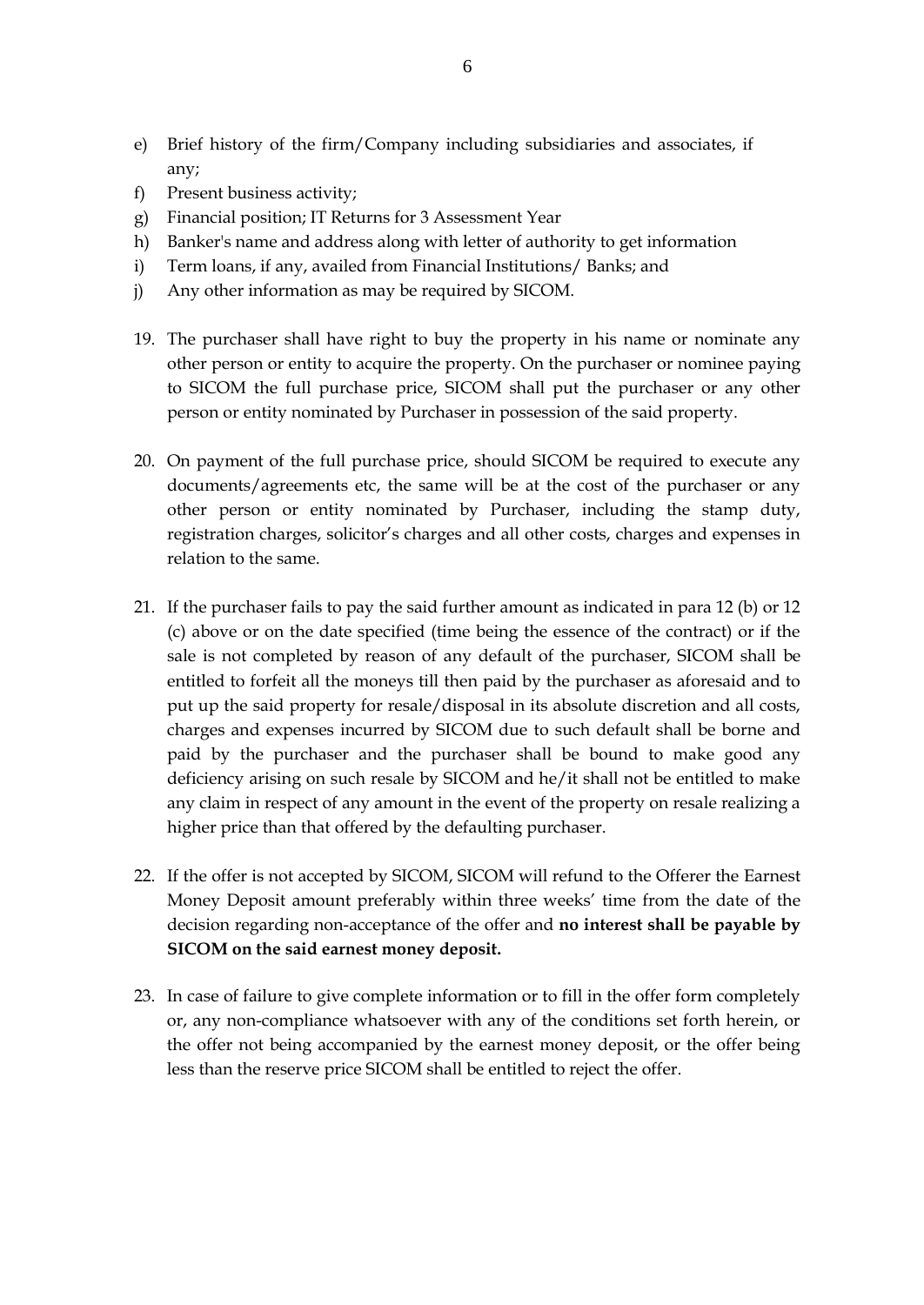e) Brief history of the firm/Company including subsidiaries and associates, if any;
f) Present business activity;
g) Financial position; IT Returns for 3 Assessment Year
h) Banker's name and address along with letter of authority to get information
i) Term loans, if any, availed from Financial Institutions/ Banks; and
j) Any other information as may be required by SICOM.

19. The purchaser shall have right to buy the property in his name or nominate any other person or entity to acquire the property. On the purchaser or nominee paying to SICOM the full purchase price, SICOM shall put the purchaser or any other person or entity nominated by Purchaser in possession of the said property.

20. On payment of the full purchase price, should SICOM be required to execute any documents/agreements etc, the same will be at the cost of the purchaser or any other person or entity nominated by Purchaser, including the stamp duty, registration charges, solicitor's charges and all other costs, charges and expenses in relation to the same.

21. If the purchaser fails to pay the said further amount as indicated in para 12 (b) or 12 (c) above or on the date specified (time being the essence of the contract) or if the sale is not completed by reason of any default of the purchaser, SICOM shall be entitled to forfeit all the moneys till then paid by the purchaser as aforesaid and to put up the said property for resale/disposal in its absolute discretion and all costs, charges and expenses incurred by SICOM due to such default shall be borne and paid by the purchaser and the purchaser shall be bound to make good any deficiency arising on such resale by SICOM and he/it shall not be entitled to make any claim in respect of any amount in the event of the property on resale realizing a higher price than that offered by the defaulting purchaser.

22. If the offer is not accepted by SICOM, SICOM will refund to the Offerer the Earnest Money Deposit amount preferably within three weeks' time from the date of the decision regarding non-acceptance of the offer and **no interest shall be payable by SICOM on the said earnest money deposit.**

23. In case of failure to give complete information or to fill in the offer form completely or, any non-compliance whatsoever with any of the conditions set forth herein, or the offer not being accompanied by the earnest money deposit, or the offer being less than the reserve price SICOM shall be entitled to reject the offer.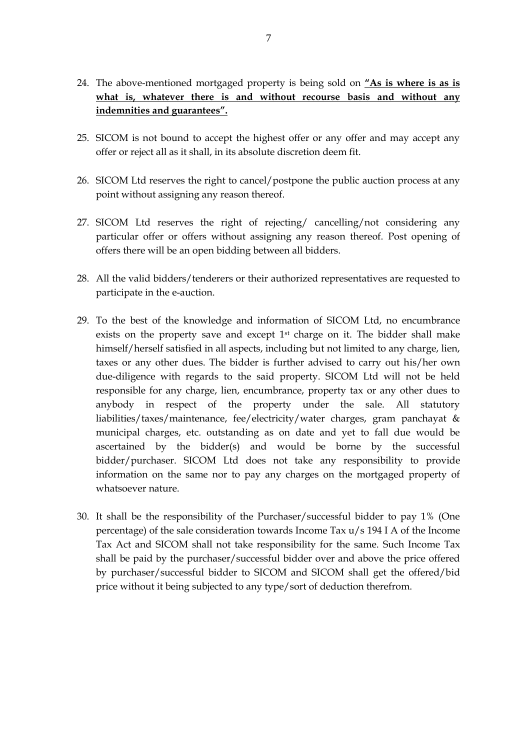24. The above-mentioned mortgaged property is being sold on **<u>"As is where is as is what is, whatever there is and without recourse basis and without any indemnities and guarantees".</u>**

25. SICOM is not bound to accept the highest offer or any offer and may accept any offer or reject all as it shall, in its absolute discretion deem fit.

26. SICOM Ltd reserves the right to cancel/postpone the public auction process at any point without assigning any reason thereof.

27. SICOM Ltd reserves the right of rejecting/ cancelling/not considering any particular offer or offers without assigning any reason thereof. Post opening of offers there will be an open bidding between all bidders.

28. All the valid bidders/tenderers or their authorized representatives are requested to participate in the e-auction.

29. To the best of the knowledge and information of SICOM Ltd, no encumbrance exists on the property save and except 1st charge on it. The bidder shall make himself/herself satisfied in all aspects, including but not limited to any charge, lien, taxes or any other dues. The bidder is further advised to carry out his/her own due-diligence with regards to the said property. SICOM Ltd will not be held responsible for any charge, lien, encumbrance, property tax or any other dues to anybody in respect of the property under the sale. All statutory liabilities/taxes/maintenance, fee/electricity/water charges, gram panchayat & municipal charges, etc. outstanding as on date and yet to fall due would be ascertained by the bidder(s) and would be borne by the successful bidder/purchaser. SICOM Ltd does not take any responsibility to provide information on the same nor to pay any charges on the mortgaged property of whatsoever nature.

30. It shall be the responsibility of the Purchaser/successful bidder to pay 1% (One percentage) of the sale consideration towards Income Tax u/s 194 I A of the Income Tax Act and SICOM shall not take responsibility for the same. Such Income Tax shall be paid by the purchaser/successful bidder over and above the price offered by purchaser/successful bidder to SICOM and SICOM shall get the offered/bid price without it being subjected to any type/sort of deduction therefrom.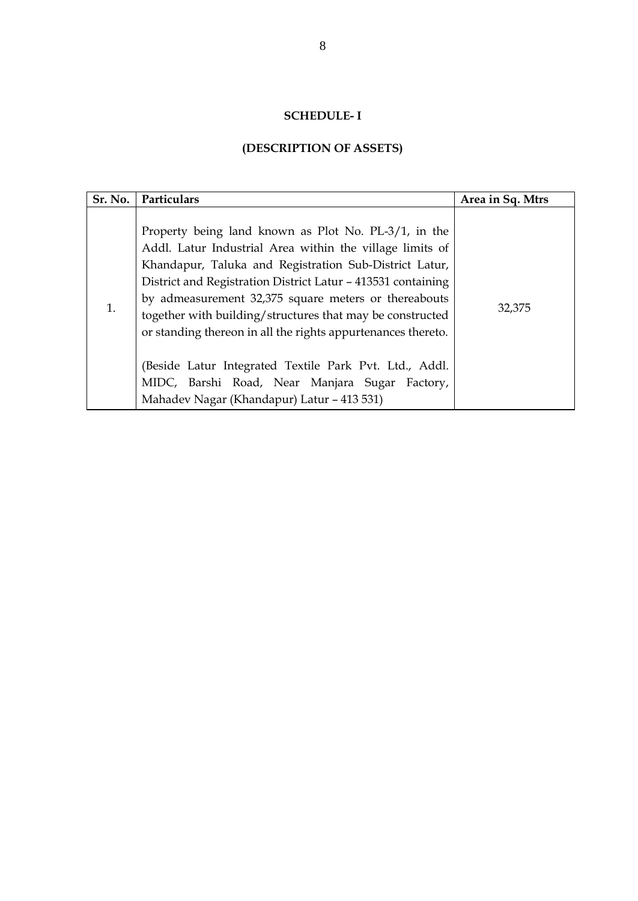**SCHEDULE- I**

**(DESCRIPTION OF ASSETS)**

| Sr. No. | Particulars | Area in Sq. Mtrs |
|---|---|---|
| 1. | Property being land known as Plot No. PL-3/1, in the Addl. Latur Industrial Area within the village limits of Khandapur, Taluka and Registration Sub-District Latur, District and Registration District Latur – 413531 containing by admeasurement 32,375 square meters or thereabouts together with building/structures that may be constructed or standing thereon in all the rights appurtenances thereto.<br><br>(Beside Latur Integrated Textile Park Pvt. Ltd., Addl. MIDC, Barshi Road, Near Manjara Sugar Factory, Mahadev Nagar (Khandapur) Latur – 413 531) | 32,375 |